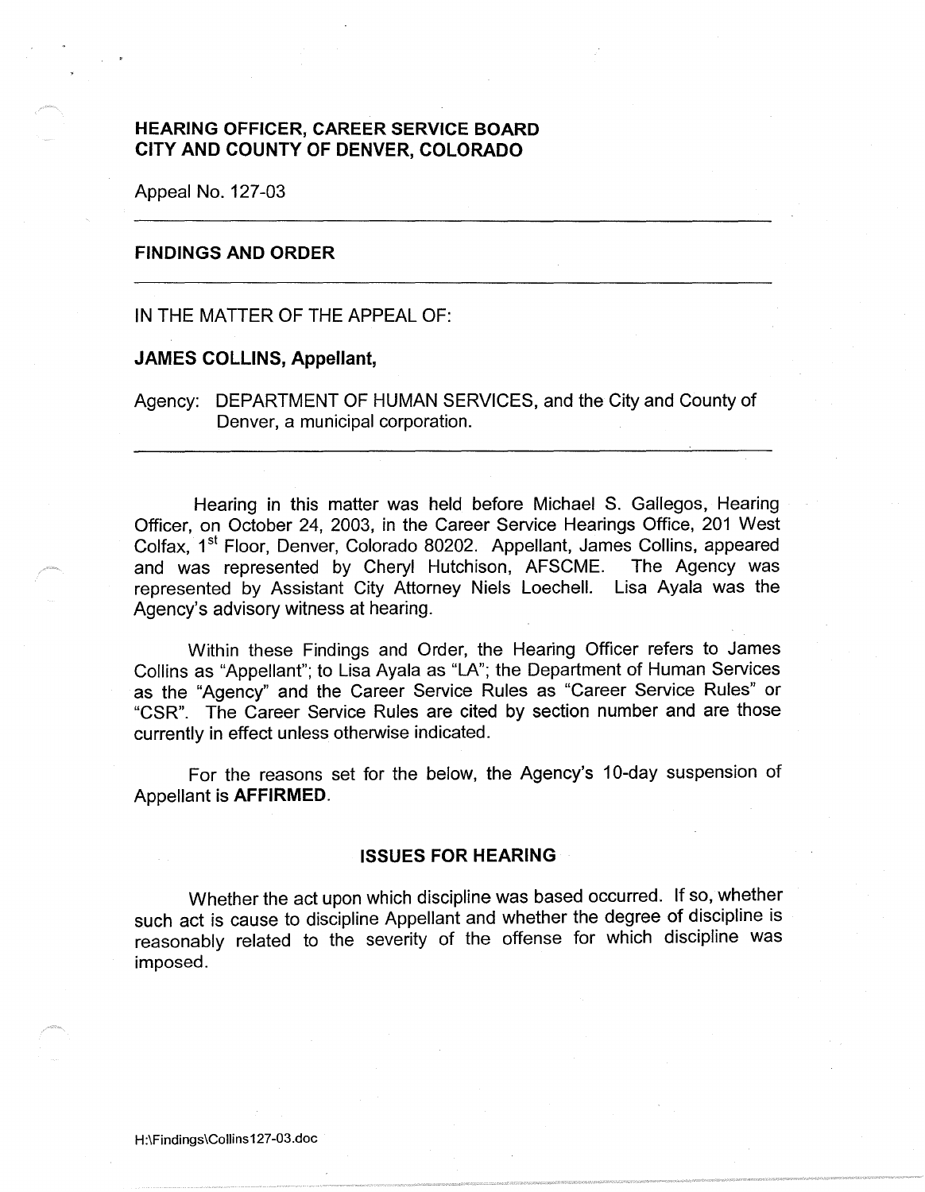## HEARING OFFICER, CAREER SERVICE BOARD
## CITY AND COUNTY OF DENVER, COLORADO

Appeal No. 127-03

---

### FINDINGS AND ORDER

---

IN THE MATTER OF THE APPEAL OF:

**JAMES COLLINS, Appellant,**

Agency: DEPARTMENT OF HUMAN SERVICES, and the City and County of Denver, a municipal corporation.

---

Hearing in this matter was held before Michael S. Gallegos, Hearing Officer, on October 24, 2003, in the Career Service Hearings Office, 201 West Colfax, 1st Floor, Denver, Colorado 80202. Appellant, James Collins, appeared and was represented by Cheryl Hutchison, AFSCME. The Agency was represented by Assistant City Attorney Niels Loechell. Lisa Ayala was the Agency's advisory witness at hearing.

Within these Findings and Order, the Hearing Officer refers to James Collins as "Appellant"; to Lisa Ayala as "LA"; the Department of Human Services as the "Agency" and the Career Service Rules as "Career Service Rules" or "CSR". The Career Service Rules are cited by section number and are those currently in effect unless otherwise indicated.

For the reasons set for the below, the Agency's 10-day suspension of Appellant is **AFFIRMED**.

### ISSUES FOR HEARING

Whether the act upon which discipline was based occurred. If so, whether such act is cause to discipline Appellant and whether the degree of discipline is reasonably related to the severity of the offense for which discipline was imposed.

H:\Findings\Collins127-03.doc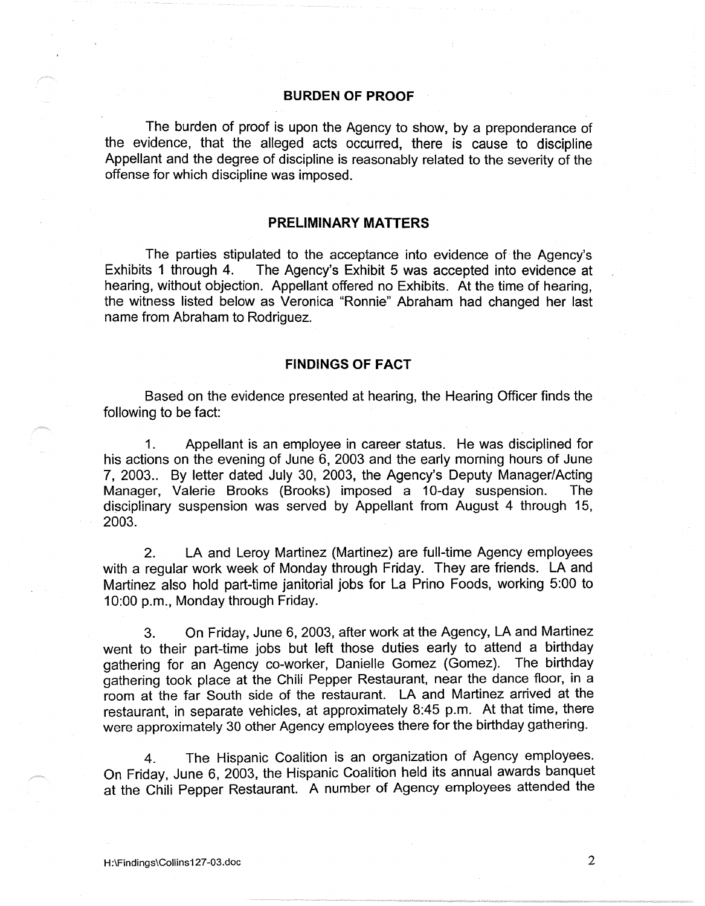## BURDEN OF PROOF

The burden of proof is upon the Agency to show, by a preponderance of the evidence, that the alleged acts occurred, there is cause to discipline Appellant and the degree of discipline is reasonably related to the severity of the offense for which discipline was imposed.

## PRELIMINARY MATTERS

The parties stipulated to the acceptance into evidence of the Agency's Exhibits 1 through 4. The Agency's Exhibit 5 was accepted into evidence at hearing, without objection. Appellant offered no Exhibits. At the time of hearing, the witness listed below as Veronica "Ronnie" Abraham had changed her last name from Abraham to Rodriguez.

## FINDINGS OF FACT

Based on the evidence presented at hearing, the Hearing Officer finds the following to be fact:

1. Appellant is an employee in career status. He was disciplined for his actions on the evening of June 6, 2003 and the early morning hours of June 7, 2003.. By letter dated July 30, 2003, the Agency's Deputy Manager/Acting Manager, Valerie Brooks (Brooks) imposed a 10-day suspension. The disciplinary suspension was served by Appellant from August 4 through 15, 2003.

2. LA and Leroy Martinez (Martinez) are full-time Agency employees with a regular work week of Monday through Friday. They are friends. LA and Martinez also hold part-time janitorial jobs for La Prino Foods, working 5:00 to 10:00 p.m., Monday through Friday.

3. On Friday, June 6, 2003, after work at the Agency, LA and Martinez went to their part-time jobs but left those duties early to attend a birthday gathering for an Agency co-worker, Danielle Gomez (Gomez). The birthday gathering took place at the Chili Pepper Restaurant, near the dance floor, in a room at the far South side of the restaurant. LA and Martinez arrived at the restaurant, in separate vehicles, at approximately 8:45 p.m. At that time, there were approximately 30 other Agency employees there for the birthday gathering.

4. The Hispanic Coalition is an organization of Agency employees. On Friday, June 6, 2003, the Hispanic Coalition held its annual awards banquet at the Chili Pepper Restaurant. A number of Agency employees attended the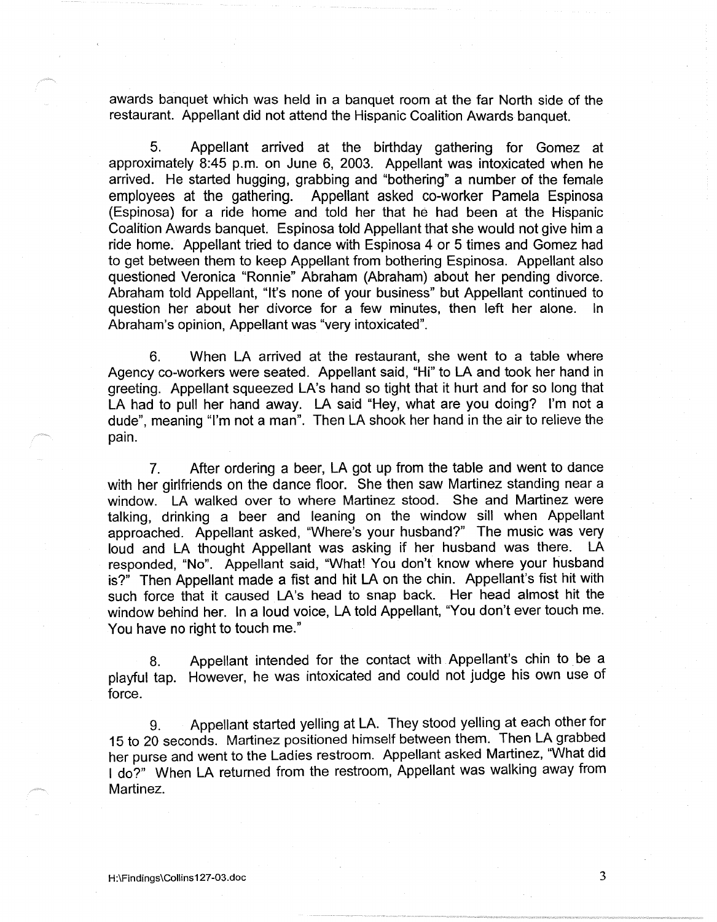awards banquet which was held in a banquet room at the far North side of the restaurant. Appellant did not attend the Hispanic Coalition Awards banquet.

5. Appellant arrived at the birthday gathering for Gomez at approximately 8:45 p.m. on June 6, 2003. Appellant was intoxicated when he arrived. He started hugging, grabbing and "bothering" a number of the female employees at the gathering. Appellant asked co-worker Pamela Espinosa (Espinosa) for a ride home and told her that he had been at the Hispanic Coalition Awards banquet. Espinosa told Appellant that she would not give him a ride home. Appellant tried to dance with Espinosa 4 or 5 times and Gomez had to get between them to keep Appellant from bothering Espinosa. Appellant also questioned Veronica "Ronnie" Abraham (Abraham) about her pending divorce. Abraham told Appellant, "It's none of your business" but Appellant continued to question her about her divorce for a few minutes, then left her alone. In Abraham's opinion, Appellant was "very intoxicated".

6. When LA arrived at the restaurant, she went to a table where Agency co-workers were seated. Appellant said, "Hi" to LA and took her hand in greeting. Appellant squeezed LA's hand so tight that it hurt and for so long that LA had to pull her hand away. LA said "Hey, what are you doing? I'm not a dude", meaning "I'm not a man". Then LA shook her hand in the air to relieve the pain.

7. After ordering a beer, LA got up from the table and went to dance with her girlfriends on the dance floor. She then saw Martinez standing near a window. LA walked over to where Martinez stood. She and Martinez were talking, drinking a beer and leaning on the window sill when Appellant approached. Appellant asked, "Where's your husband?" The music was very loud and LA thought Appellant was asking if her husband was there. LA responded, "No". Appellant said, "What! You don't know where your husband is?" Then Appellant made a fist and hit LA on the chin. Appellant's fist hit with such force that it caused LA's head to snap back. Her head almost hit the window behind her. In a loud voice, LA told Appellant, "You don't ever touch me. You have no right to touch me."

8. Appellant intended for the contact with Appellant's chin to be a playful tap. However, he was intoxicated and could not judge his own use of force.

9. Appellant started yelling at LA. They stood yelling at each other for 15 to 20 seconds. Martinez positioned himself between them. Then LA grabbed her purse and went to the Ladies restroom. Appellant asked Martinez, "What did I do?" When LA returned from the restroom, Appellant was walking away from Martinez.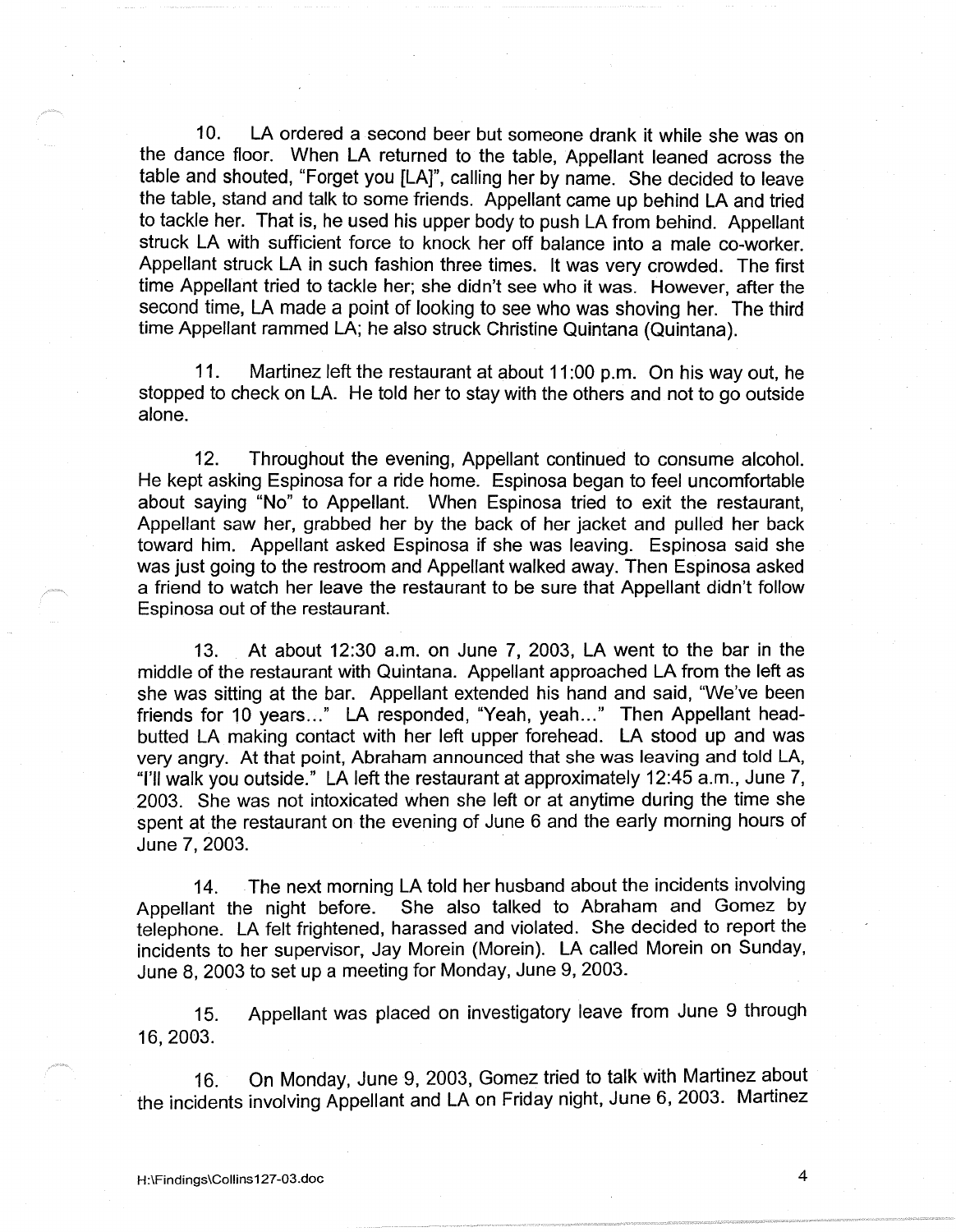10. LA ordered a second beer but someone drank it while she was on the dance floor. When LA returned to the table, Appellant leaned across the table and shouted, "Forget you [LA]", calling her by name. She decided to leave the table, stand and talk to some friends. Appellant came up behind LA and tried to tackle her. That is, he used his upper body to push LA from behind. Appellant struck LA with sufficient force to knock her off balance into a male co-worker. Appellant struck LA in such fashion three times. It was very crowded. The first time Appellant tried to tackle her; she didn't see who it was. However, after the second time, LA made a point of looking to see who was shoving her. The third time Appellant rammed LA; he also struck Christine Quintana (Quintana).

11. Martinez left the restaurant at about 11:00 p.m. On his way out, he stopped to check on LA. He told her to stay with the others and not to go outside alone.

12. Throughout the evening, Appellant continued to consume alcohol. He kept asking Espinosa for a ride home. Espinosa began to feel uncomfortable about saying "No" to Appellant. When Espinosa tried to exit the restaurant, Appellant saw her, grabbed her by the back of her jacket and pulled her back toward him. Appellant asked Espinosa if she was leaving. Espinosa said she was just going to the restroom and Appellant walked away. Then Espinosa asked a friend to watch her leave the restaurant to be sure that Appellant didn't follow Espinosa out of the restaurant.

13. At about 12:30 a.m. on June 7, 2003, LA went to the bar in the middle of the restaurant with Quintana. Appellant approached LA from the left as she was sitting at the bar. Appellant extended his hand and said, "We've been friends for 10 years..." LA responded, "Yeah, yeah..." Then Appellant head-butted LA making contact with her left upper forehead. LA stood up and was very angry. At that point, Abraham announced that she was leaving and told LA, "I'll walk you outside." LA left the restaurant at approximately 12:45 a.m., June 7, 2003. She was not intoxicated when she left or at anytime during the time she spent at the restaurant on the evening of June 6 and the early morning hours of June 7, 2003.

14. The next morning LA told her husband about the incidents involving Appellant the night before. She also talked to Abraham and Gomez by telephone. LA felt frightened, harassed and violated. She decided to report the incidents to her supervisor, Jay Morein (Morein). LA called Morein on Sunday, June 8, 2003 to set up a meeting for Monday, June 9, 2003.

15. Appellant was placed on investigatory leave from June 9 through 16, 2003.

16. On Monday, June 9, 2003, Gomez tried to talk with Martinez about the incidents involving Appellant and LA on Friday night, June 6, 2003. Martinez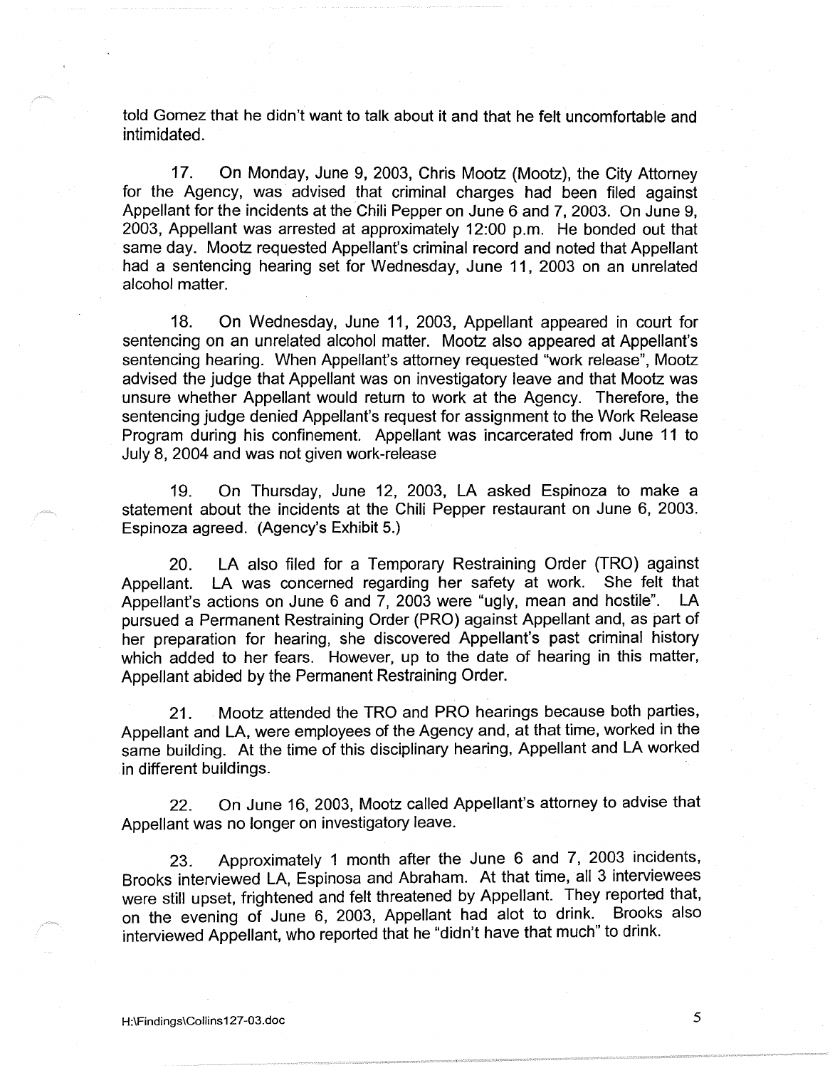told Gomez that he didn't want to talk about it and that he felt uncomfortable and intimidated.

17. On Monday, June 9, 2003, Chris Mootz (Mootz), the City Attorney for the Agency, was advised that criminal charges had been filed against Appellant for the incidents at the Chili Pepper on June 6 and 7, 2003. On June 9, 2003, Appellant was arrested at approximately 12:00 p.m. He bonded out that same day. Mootz requested Appellant's criminal record and noted that Appellant had a sentencing hearing set for Wednesday, June 11, 2003 on an unrelated alcohol matter.

18. On Wednesday, June 11, 2003, Appellant appeared in court for sentencing on an unrelated alcohol matter. Mootz also appeared at Appellant's sentencing hearing. When Appellant's attorney requested "work release", Mootz advised the judge that Appellant was on investigatory leave and that Mootz was unsure whether Appellant would return to work at the Agency. Therefore, the sentencing judge denied Appellant's request for assignment to the Work Release Program during his confinement. Appellant was incarcerated from June 11 to July 8, 2004 and was not given work-release

19. On Thursday, June 12, 2003, LA asked Espinoza to make a statement about the incidents at the Chili Pepper restaurant on June 6, 2003. Espinoza agreed. (Agency's Exhibit 5.)

20. LA also filed for a Temporary Restraining Order (TRO) against Appellant. LA was concerned regarding her safety at work. She felt that Appellant's actions on June 6 and 7, 2003 were "ugly, mean and hostile". LA pursued a Permanent Restraining Order (PRO) against Appellant and, as part of her preparation for hearing, she discovered Appellant's past criminal history which added to her fears. However, up to the date of hearing in this matter, Appellant abided by the Permanent Restraining Order.

21. Mootz attended the TRO and PRO hearings because both parties, Appellant and LA, were employees of the Agency and, at that time, worked in the same building. At the time of this disciplinary hearing, Appellant and LA worked in different buildings.

22. On June 16, 2003, Mootz called Appellant's attorney to advise that Appellant was no longer on investigatory leave.

23. Approximately 1 month after the June 6 and 7, 2003 incidents, Brooks interviewed LA, Espinosa and Abraham. At that time, all 3 interviewees were still upset, frightened and felt threatened by Appellant. They reported that, on the evening of June 6, 2003, Appellant had alot to drink. Brooks also interviewed Appellant, who reported that he "didn't have that much" to drink.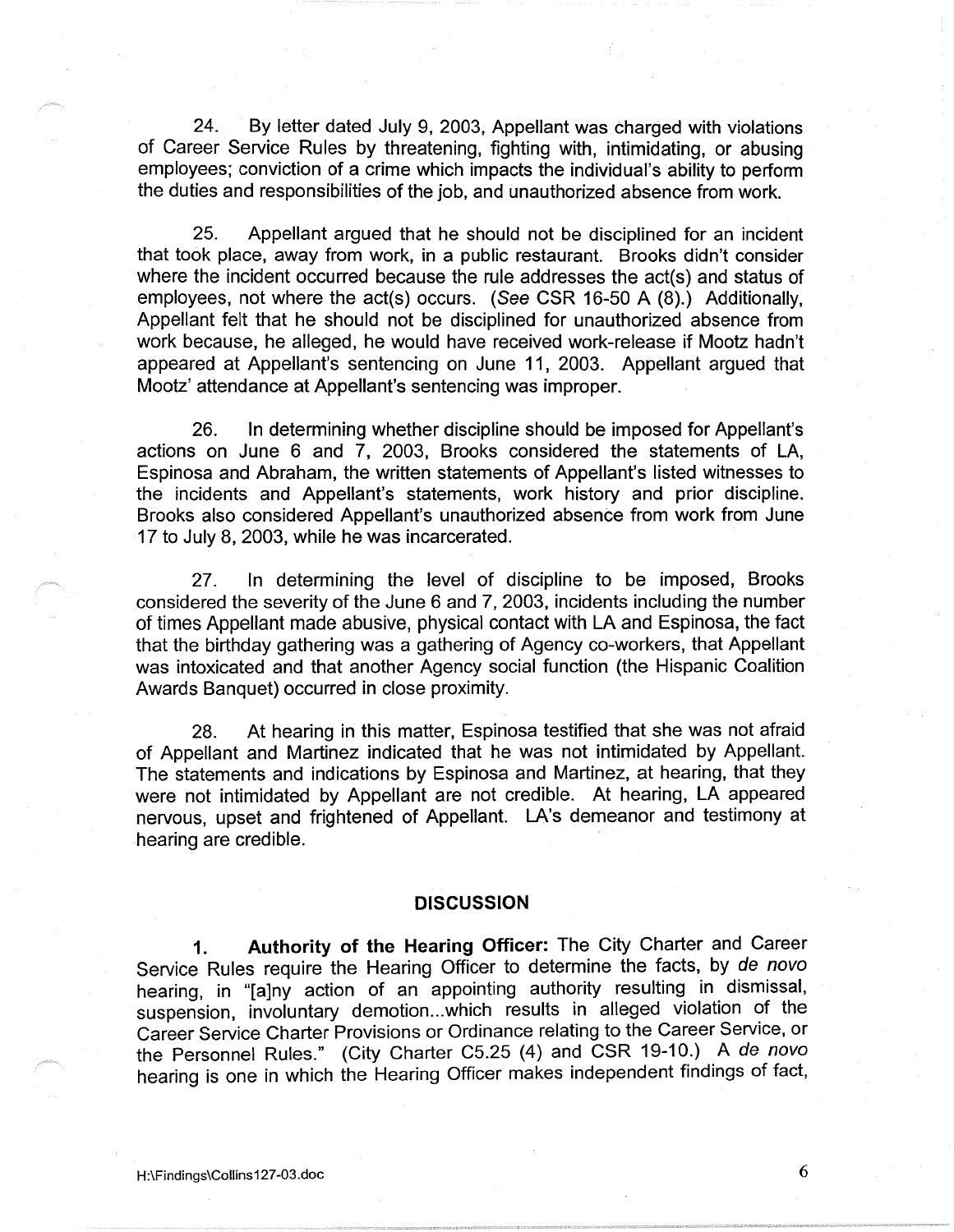24. By letter dated July 9, 2003, Appellant was charged with violations of Career Service Rules by threatening, fighting with, intimidating, or abusing employees; conviction of a crime which impacts the individual's ability to perform the duties and responsibilities of the job, and unauthorized absence from work.

25. Appellant argued that he should not be disciplined for an incident that took place, away from work, in a public restaurant. Brooks didn't consider where the incident occurred because the rule addresses the act(s) and status of employees, not where the act(s) occurs. (*See* CSR 16-50 A (8).) Additionally, Appellant felt that he should not be disciplined for unauthorized absence from work because, he alleged, he would have received work-release if Mootz hadn't appeared at Appellant's sentencing on June 11, 2003. Appellant argued that Mootz' attendance at Appellant's sentencing was improper.

26. In determining whether discipline should be imposed for Appellant's actions on June 6 and 7, 2003, Brooks considered the statements of LA, Espinosa and Abraham, the written statements of Appellant's listed witnesses to the incidents and Appellant's statements, work history and prior discipline. Brooks also considered Appellant's unauthorized absence from work from June 17 to July 8, 2003, while he was incarcerated.

27. In determining the level of discipline to be imposed, Brooks considered the severity of the June 6 and 7, 2003, incidents including the number of times Appellant made abusive, physical contact with LA and Espinosa, the fact that the birthday gathering was a gathering of Agency co-workers, that Appellant was intoxicated and that another Agency social function (the Hispanic Coalition Awards Banquet) occurred in close proximity.

28. At hearing in this matter, Espinosa testified that she was not afraid of Appellant and Martinez indicated that he was not intimidated by Appellant. The statements and indications by Espinosa and Martinez, at hearing, that they were not intimidated by Appellant are not credible. At hearing, LA appeared nervous, upset and frightened of Appellant. LA's demeanor and testimony at hearing are credible.

## DISCUSSION

1. **Authority of the Hearing Officer:** The City Charter and Career Service Rules require the Hearing Officer to determine the facts, by *de novo* hearing, in "[a]ny action of an appointing authority resulting in dismissal, suspension, involuntary demotion...which results in alleged violation of the Career Service Charter Provisions or Ordinance relating to the Career Service, or the Personnel Rules." (City Charter C5.25 (4) and CSR 19-10.) A *de novo* hearing is one in which the Hearing Officer makes independent findings of fact,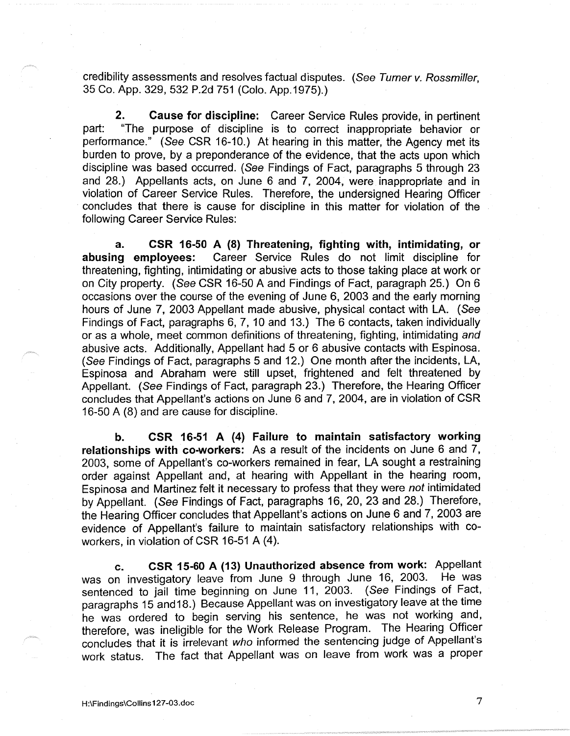credibility assessments and resolves factual disputes. (*See Turner v. Rossmiller*, 35 Co. App. 329, 532 P.2d 751 (Colo. App.1975).)

**2. Cause for discipline:** Career Service Rules provide, in pertinent part: "The purpose of discipline is to correct inappropriate behavior or performance." (*See* CSR 16-10.) At hearing in this matter, the Agency met its burden to prove, by a preponderance of the evidence, that the acts upon which discipline was based occurred. (*See* Findings of Fact, paragraphs 5 through 23 and 28.) Appellants acts, on June 6 and 7, 2004, were inappropriate and in violation of Career Service Rules. Therefore, the undersigned Hearing Officer concludes that there is cause for discipline in this matter for violation of the following Career Service Rules:

**a. CSR 16-50 A (8) Threatening, fighting with, intimidating, or abusing employees:** Career Service Rules do not limit discipline for threatening, fighting, intimidating or abusive acts to those taking place at work or on City property. (*See* CSR 16-50 A and Findings of Fact, paragraph 25.) On 6 occasions over the course of the evening of June 6, 2003 and the early morning hours of June 7, 2003 Appellant made abusive, physical contact with LA. (*See* Findings of Fact, paragraphs 6, 7, 10 and 13.) The 6 contacts, taken individually or as a whole, meet common definitions of threatening, fighting, intimidating *and* abusive acts. Additionally, Appellant had 5 or 6 abusive contacts with Espinosa. (*See* Findings of Fact, paragraphs 5 and 12.) One month after the incidents, LA, Espinosa and Abraham were still upset, frightened and felt threatened by Appellant. (*See* Findings of Fact, paragraph 23.) Therefore, the Hearing Officer concludes that Appellant's actions on June 6 and 7, 2004, are in violation of CSR 16-50 A (8) and are cause for discipline.

**b. CSR 16-51 A (4) Failure to maintain satisfactory working relationships with co-workers:** As a result of the incidents on June 6 and 7, 2003, some of Appellant's co-workers remained in fear, LA sought a restraining order against Appellant and, at hearing with Appellant in the hearing room, Espinosa and Martinez felt it necessary to profess that they were *not* intimidated by Appellant. (*See* Findings of Fact, paragraphs 16, 20, 23 and 28.) Therefore, the Hearing Officer concludes that Appellant's actions on June 6 and 7, 2003 are evidence of Appellant's failure to maintain satisfactory relationships with co-workers, in violation of CSR 16-51 A (4).

**c. CSR 15-60 A (13) Unauthorized absence from work:** Appellant was on investigatory leave from June 9 through June 16, 2003. He was sentenced to jail time beginning on June 11, 2003. (*See* Findings of Fact, paragraphs 15 and18.) Because Appellant was on investigatory leave at the time he was ordered to begin serving his sentence, he was not working and, therefore, was ineligible for the Work Release Program. The Hearing Officer concludes that it is irrelevant *who* informed the sentencing judge of Appellant's work status. The fact that Appellant was on leave from work was a proper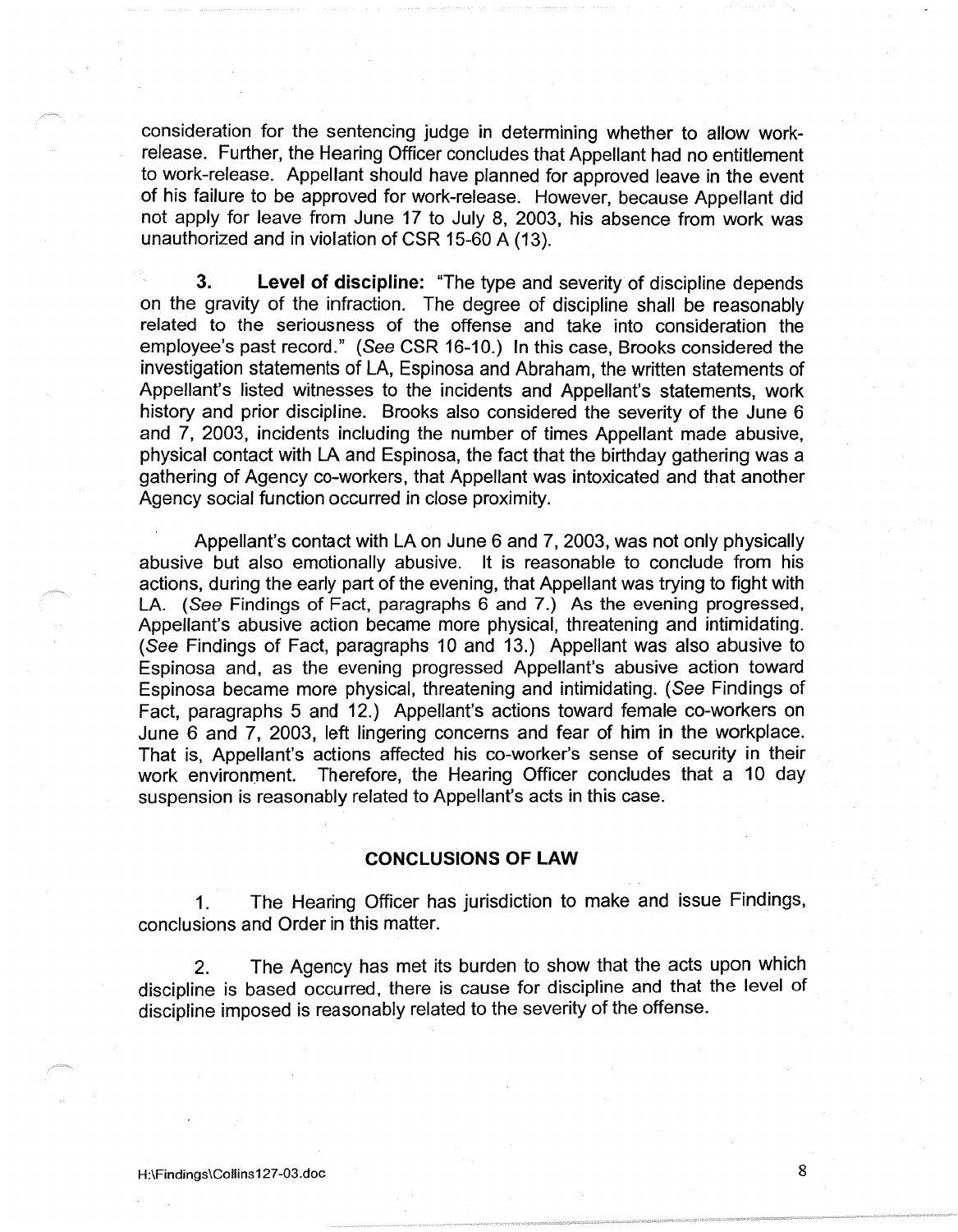consideration for the sentencing judge in determining whether to allow work-release. Further, the Hearing Officer concludes that Appellant had no entitlement to work-release. Appellant should have planned for approved leave in the event of his failure to be approved for work-release. However, because Appellant did not apply for leave from June 17 to July 8, 2003, his absence from work was unauthorized and in violation of CSR 15-60 A (13).

**3. Level of discipline:** "The type and severity of discipline depends on the gravity of the infraction. The degree of discipline shall be reasonably related to the seriousness of the offense and take into consideration the employee's past record." (*See* CSR 16-10.) In this case, Brooks considered the investigation statements of LA, Espinosa and Abraham, the written statements of Appellant's listed witnesses to the incidents and Appellant's statements, work history and prior discipline. Brooks also considered the severity of the June 6 and 7, 2003, incidents including the number of times Appellant made abusive, physical contact with LA and Espinosa, the fact that the birthday gathering was a gathering of Agency co-workers, that Appellant was intoxicated and that another Agency social function occurred in close proximity.

Appellant's contact with LA on June 6 and 7, 2003, was not only physically abusive but also emotionally abusive. It is reasonable to conclude from his actions, during the early part of the evening, that Appellant was trying to fight with LA. (*See* Findings of Fact, paragraphs 6 and 7.) As the evening progressed, Appellant's abusive action became more physical, threatening and intimidating. (*See* Findings of Fact, paragraphs 10 and 13.) Appellant was also abusive to Espinosa and, as the evening progressed Appellant's abusive action toward Espinosa became more physical, threatening and intimidating. (*See* Findings of Fact, paragraphs 5 and 12.) Appellant's actions toward female co-workers on June 6 and 7, 2003, left lingering concerns and fear of him in the workplace. That is, Appellant's actions affected his co-worker's sense of security in their work environment. Therefore, the Hearing Officer concludes that a 10 day suspension is reasonably related to Appellant's acts in this case.

## CONCLUSIONS OF LAW

1. The Hearing Officer has jurisdiction to make and issue Findings, conclusions and Order in this matter.

2. The Agency has met its burden to show that the acts upon which discipline is based occurred, there is cause for discipline and that the level of discipline imposed is reasonably related to the severity of the offense.

H:\Findings\Collins127-03.doc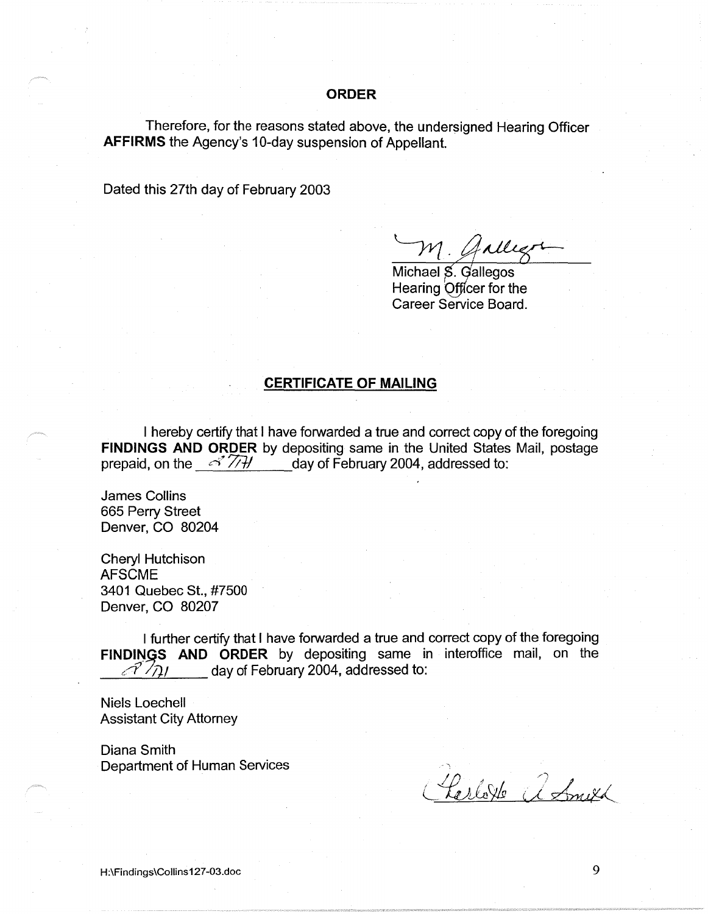## ORDER

Therefore, for the reasons stated above, the undersigned Hearing Officer **AFFIRMS** the Agency's 10-day suspension of Appellant.

Dated this 27th day of February 2003

M. Gallegos

Michael S. Gallegos
Hearing Officer for the
Career Service Board.

## CERTIFICATE OF MAILING

I hereby certify that I have forwarded a true and correct copy of the foregoing **FINDINGS AND ORDER** by depositing same in the United States Mail, postage prepaid, on the 27TH day of February 2004, addressed to:

James Collins
665 Perry Street
Denver, CO 80204

Cheryl Hutchison
AFSCME
3401 Quebec St., #7500
Denver, CO 80207

I further certify that I have forwarded a true and correct copy of the foregoing **FINDINGS AND ORDER** by depositing same in interoffice mail, on the 27th day of February 2004, addressed to:

Niels Loechell
Assistant City Attorney

Diana Smith
Department of Human Services

Charlotte A Smith

H:\Findings\Collins127-03.doc